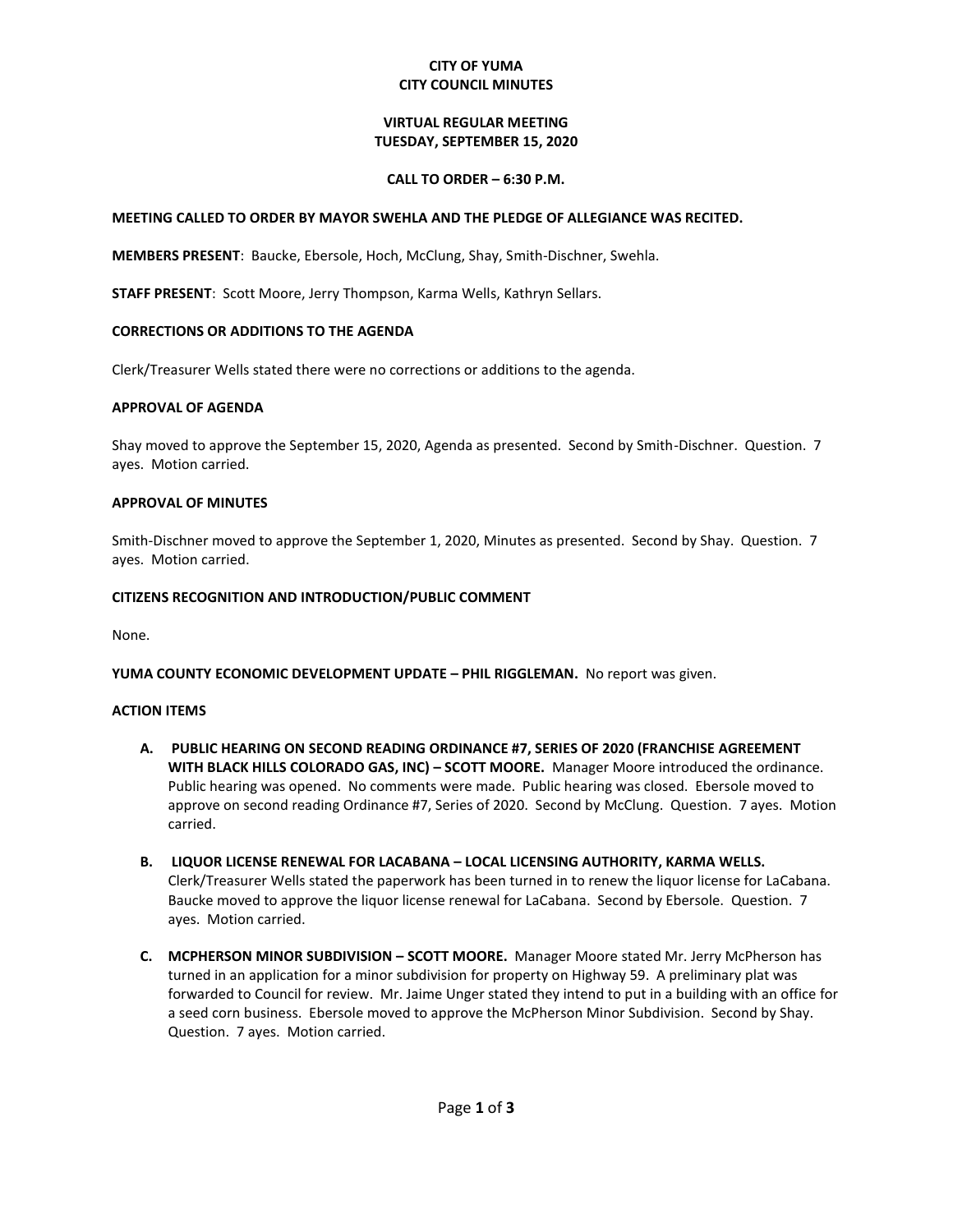**CITY OF YUMA**
**CITY COUNCIL MINUTES**

**VIRTUAL REGULAR MEETING**
**TUESDAY, SEPTEMBER 15, 2020**

**CALL TO ORDER – 6:30 P.M.**

**MEETING CALLED TO ORDER BY MAYOR SWEHLA AND THE PLEDGE OF ALLEGIANCE WAS RECITED.**

**MEMBERS PRESENT**: Baucke, Ebersole, Hoch, McClung, Shay, Smith-Dischner, Swehla.

**STAFF PRESENT**: Scott Moore, Jerry Thompson, Karma Wells, Kathryn Sellars.

**CORRECTIONS OR ADDITIONS TO THE AGENDA**

Clerk/Treasurer Wells stated there were no corrections or additions to the agenda.

**APPROVAL OF AGENDA**

Shay moved to approve the September 15, 2020, Agenda as presented. Second by Smith-Dischner. Question. 7 ayes. Motion carried.

**APPROVAL OF MINUTES**

Smith-Dischner moved to approve the September 1, 2020, Minutes as presented. Second by Shay. Question. 7 ayes. Motion carried.

**CITIZENS RECOGNITION AND INTRODUCTION/PUBLIC COMMENT**

None.

**YUMA COUNTY ECONOMIC DEVELOPMENT UPDATE – PHIL RIGGLEMAN.** No report was given.

**ACTION ITEMS**

- **A. PUBLIC HEARING ON SECOND READING ORDINANCE #7, SERIES OF 2020 (FRANCHISE AGREEMENT WITH BLACK HILLS COLORADO GAS, INC) – SCOTT MOORE.** Manager Moore introduced the ordinance. Public hearing was opened. No comments were made. Public hearing was closed. Ebersole moved to approve on second reading Ordinance #7, Series of 2020. Second by McClung. Question. 7 ayes. Motion carried.

- **B. LIQUOR LICENSE RENEWAL FOR LACABANA – LOCAL LICENSING AUTHORITY, KARMA WELLS.** Clerk/Treasurer Wells stated the paperwork has been turned in to renew the liquor license for LaCabana. Baucke moved to approve the liquor license renewal for LaCabana. Second by Ebersole. Question. 7 ayes. Motion carried.

- **C. MCPHERSON MINOR SUBDIVISION – SCOTT MOORE.** Manager Moore stated Mr. Jerry McPherson has turned in an application for a minor subdivision for property on Highway 59. A preliminary plat was forwarded to Council for review. Mr. Jaime Unger stated they intend to put in a building with an office for a seed corn business. Ebersole moved to approve the McPherson Minor Subdivision. Second by Shay. Question. 7 ayes. Motion carried.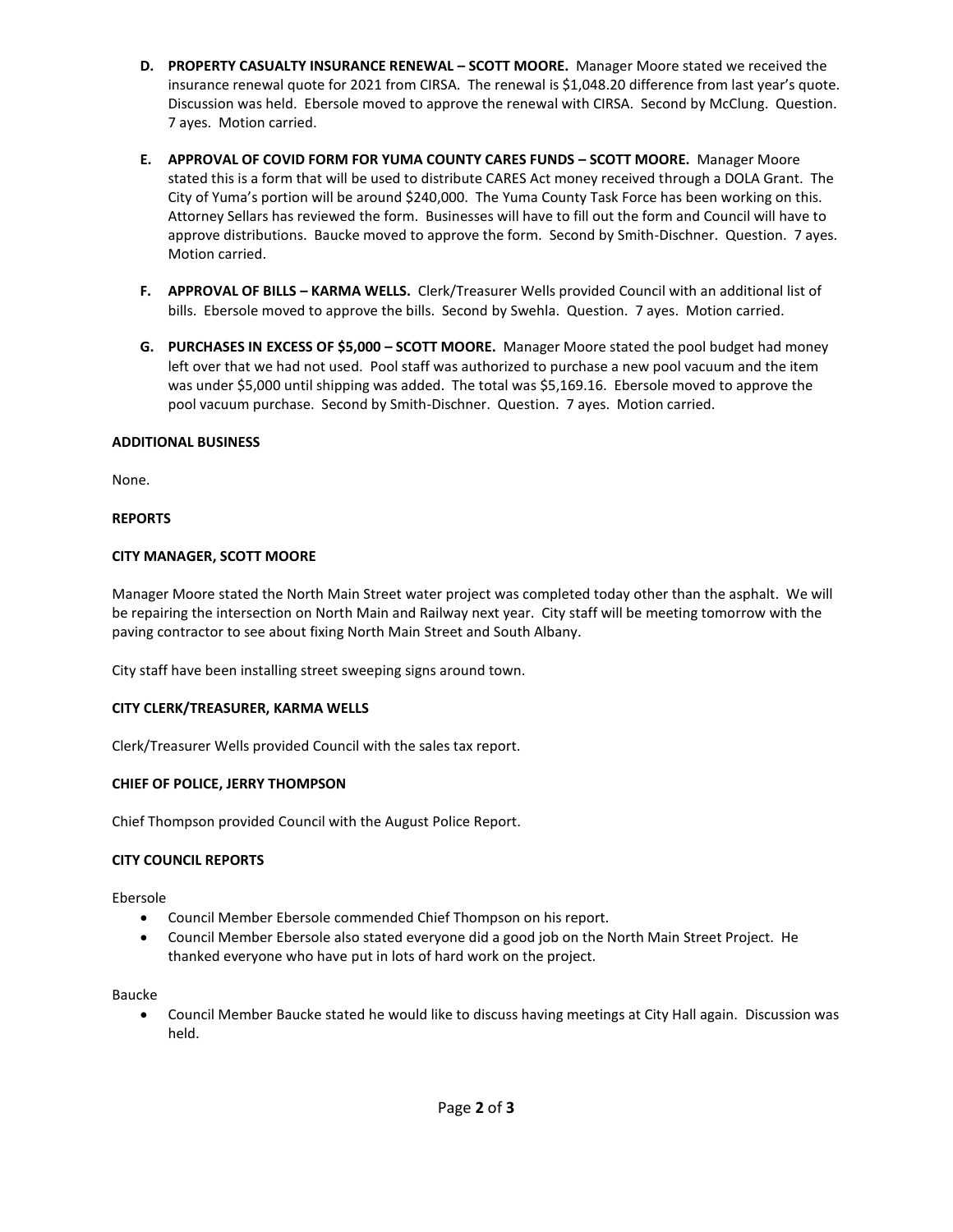**D. PROPERTY CASUALTY INSURANCE RENEWAL – SCOTT MOORE.** Manager Moore stated we received the insurance renewal quote for 2021 from CIRSA. The renewal is $1,048.20 difference from last year's quote. Discussion was held. Ebersole moved to approve the renewal with CIRSA. Second by McClung. Question. 7 ayes. Motion carried.

**E. APPROVAL OF COVID FORM FOR YUMA COUNTY CARES FUNDS – SCOTT MOORE.** Manager Moore stated this is a form that will be used to distribute CARES Act money received through a DOLA Grant. The City of Yuma's portion will be around $240,000. The Yuma County Task Force has been working on this. Attorney Sellars has reviewed the form. Businesses will have to fill out the form and Council will have to approve distributions. Baucke moved to approve the form. Second by Smith-Dischner. Question. 7 ayes. Motion carried.

**F. APPROVAL OF BILLS – KARMA WELLS.** Clerk/Treasurer Wells provided Council with an additional list of bills. Ebersole moved to approve the bills. Second by Swehla. Question. 7 ayes. Motion carried.

**G. PURCHASES IN EXCESS OF $5,000 – SCOTT MOORE.** Manager Moore stated the pool budget had money left over that we had not used. Pool staff was authorized to purchase a new pool vacuum and the item was under $5,000 until shipping was added. The total was $5,169.16. Ebersole moved to approve the pool vacuum purchase. Second by Smith-Dischner. Question. 7 ayes. Motion carried.

**ADDITIONAL BUSINESS**

None.

**REPORTS**

**CITY MANAGER, SCOTT MOORE**

Manager Moore stated the North Main Street water project was completed today other than the asphalt. We will be repairing the intersection on North Main and Railway next year. City staff will be meeting tomorrow with the paving contractor to see about fixing North Main Street and South Albany.

City staff have been installing street sweeping signs around town.

**CITY CLERK/TREASURER, KARMA WELLS**

Clerk/Treasurer Wells provided Council with the sales tax report.

**CHIEF OF POLICE, JERRY THOMPSON**

Chief Thompson provided Council with the August Police Report.

**CITY COUNCIL REPORTS**

Ebersole

- Council Member Ebersole commended Chief Thompson on his report.
- Council Member Ebersole also stated everyone did a good job on the North Main Street Project. He thanked everyone who have put in lots of hard work on the project.

Baucke

- Council Member Baucke stated he would like to discuss having meetings at City Hall again. Discussion was held.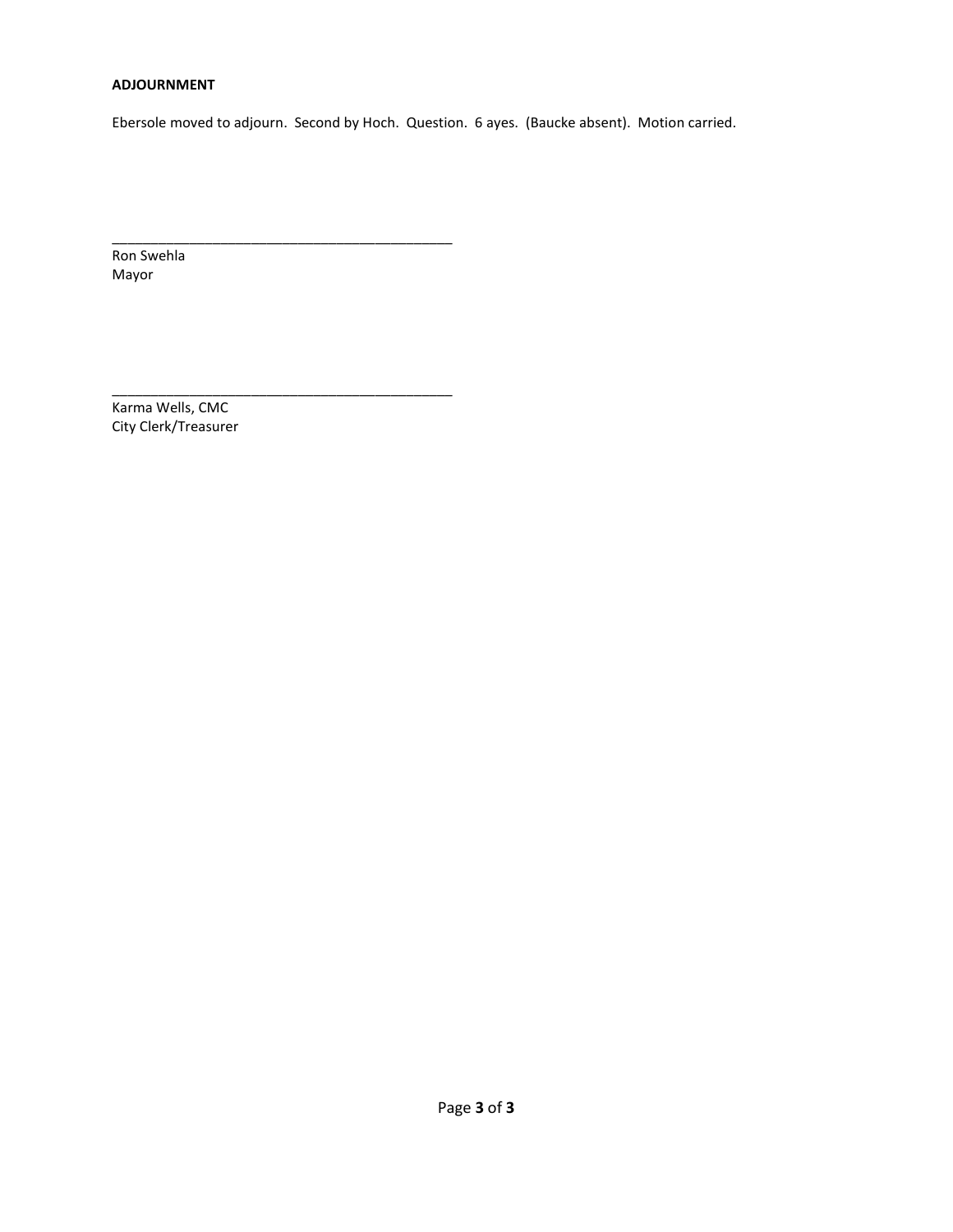**ADJOURNMENT**

Ebersole moved to adjourn. Second by Hoch. Question. 6 ayes. (Baucke absent). Motion carried.

_____________________________________________

Ron Swehla
Mayor

_____________________________________________

Karma Wells, CMC
City Clerk/Treasurer